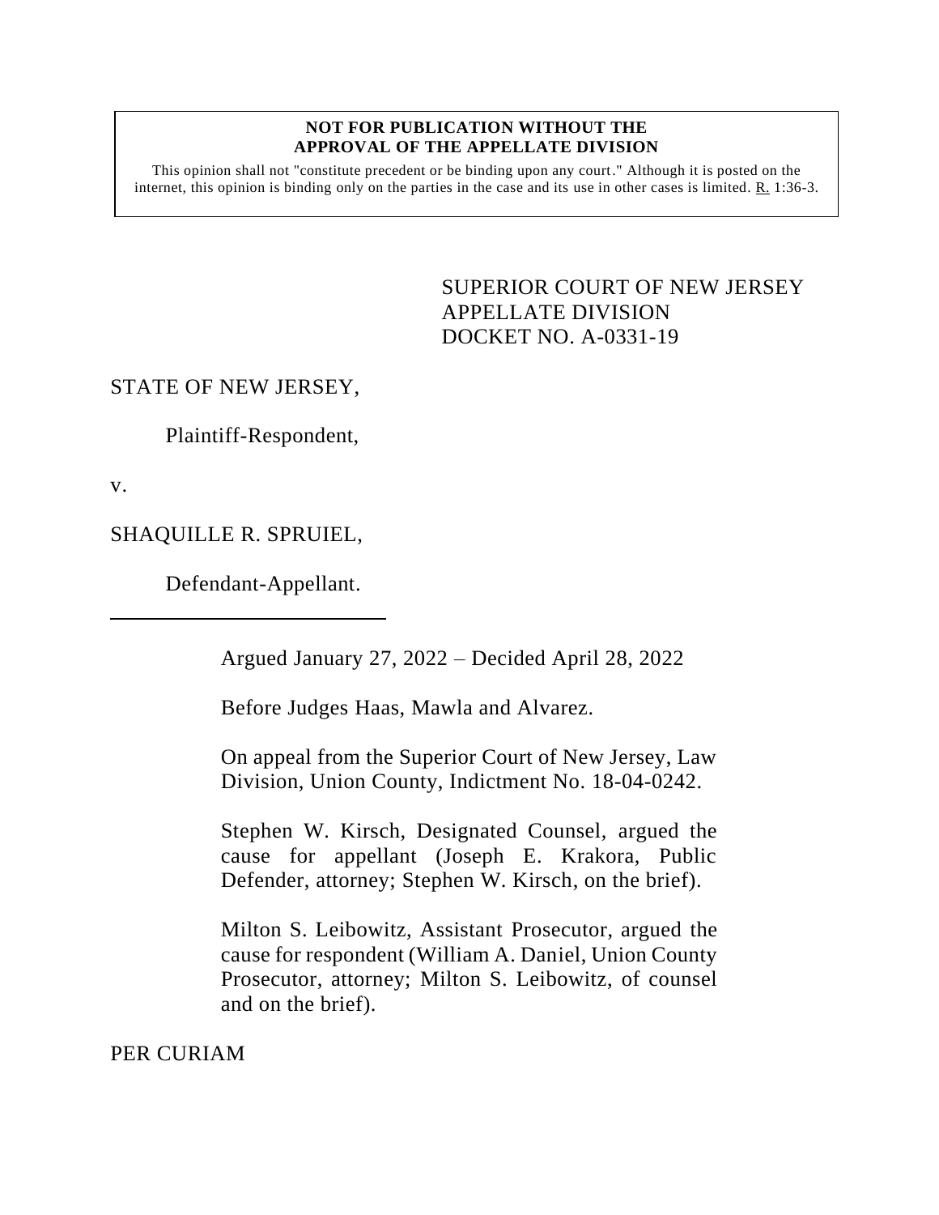**NOT FOR PUBLICATION WITHOUT THE APPROVAL OF THE APPELLATE DIVISION**

This opinion shall not "constitute precedent or be binding upon any court." Although it is posted on the internet, this opinion is binding only on the parties in the case and its use in other cases is limited. R. 1:36-3.

SUPERIOR COURT OF NEW JERSEY
APPELLATE DIVISION
DOCKET NO. A-0331-19

STATE OF NEW JERSEY,

Plaintiff-Respondent,

v.

SHAQUILLE R. SPRUIEL,

Defendant-Appellant.

---

Argued January 27, 2022 – Decided April 28, 2022

Before Judges Haas, Mawla and Alvarez.

On appeal from the Superior Court of New Jersey, Law Division, Union County, Indictment No. 18-04-0242.

Stephen W. Kirsch, Designated Counsel, argued the cause for appellant (Joseph E. Krakora, Public Defender, attorney; Stephen W. Kirsch, on the brief).

Milton S. Leibowitz, Assistant Prosecutor, argued the cause for respondent (William A. Daniel, Union County Prosecutor, attorney; Milton S. Leibowitz, of counsel and on the brief).

PER CURIAM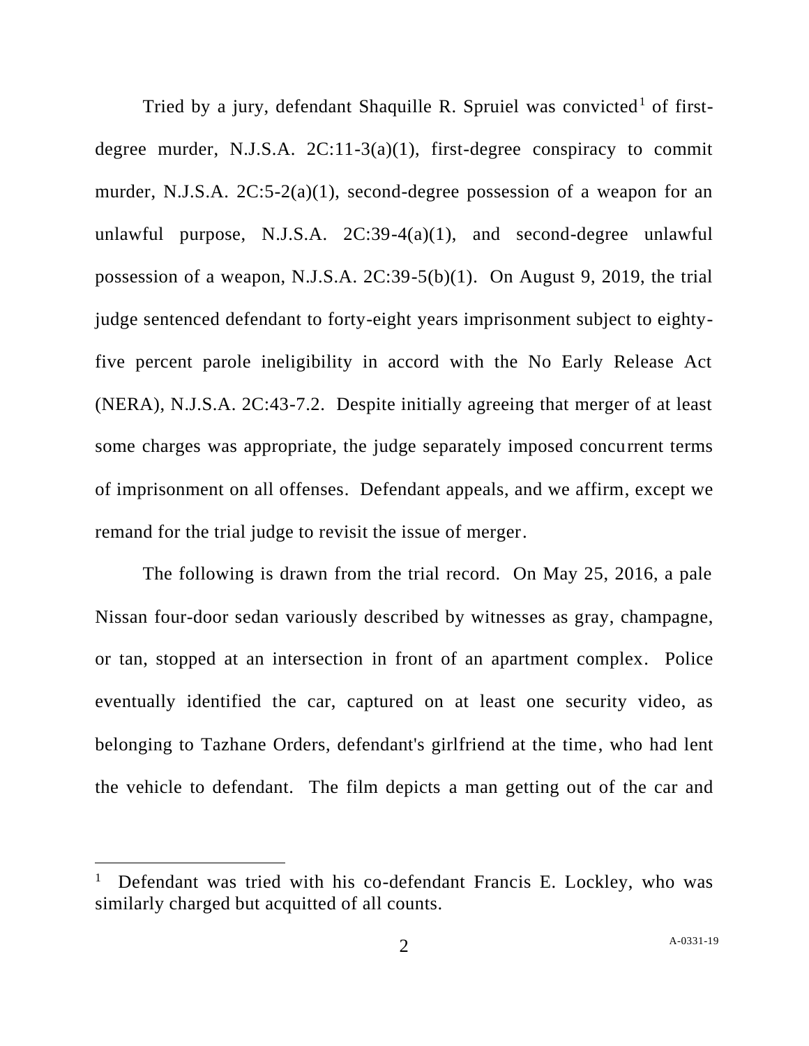Tried by a jury, defendant Shaquille R. Spruiel was convicted[1] of first-degree murder, N.J.S.A. 2C:11-3(a)(1), first-degree conspiracy to commit murder, N.J.S.A. 2C:5-2(a)(1), second-degree possession of a weapon for an unlawful purpose, N.J.S.A. 2C:39-4(a)(1), and second-degree unlawful possession of a weapon, N.J.S.A. 2C:39-5(b)(1). On August 9, 2019, the trial judge sentenced defendant to forty-eight years imprisonment subject to eighty-five percent parole ineligibility in accord with the No Early Release Act (NERA), N.J.S.A. 2C:43-7.2. Despite initially agreeing that merger of at least some charges was appropriate, the judge separately imposed concurrent terms of imprisonment on all offenses. Defendant appeals, and we affirm, except we remand for the trial judge to revisit the issue of merger.

The following is drawn from the trial record. On May 25, 2016, a pale Nissan four-door sedan variously described by witnesses as gray, champagne, or tan, stopped at an intersection in front of an apartment complex. Police eventually identified the car, captured on at least one security video, as belonging to Tazhane Orders, defendant's girlfriend at the time, who had lent the vehicle to defendant. The film depicts a man getting out of the car and

[1] Defendant was tried with his co-defendant Francis E. Lockley, who was similarly charged but acquitted of all counts.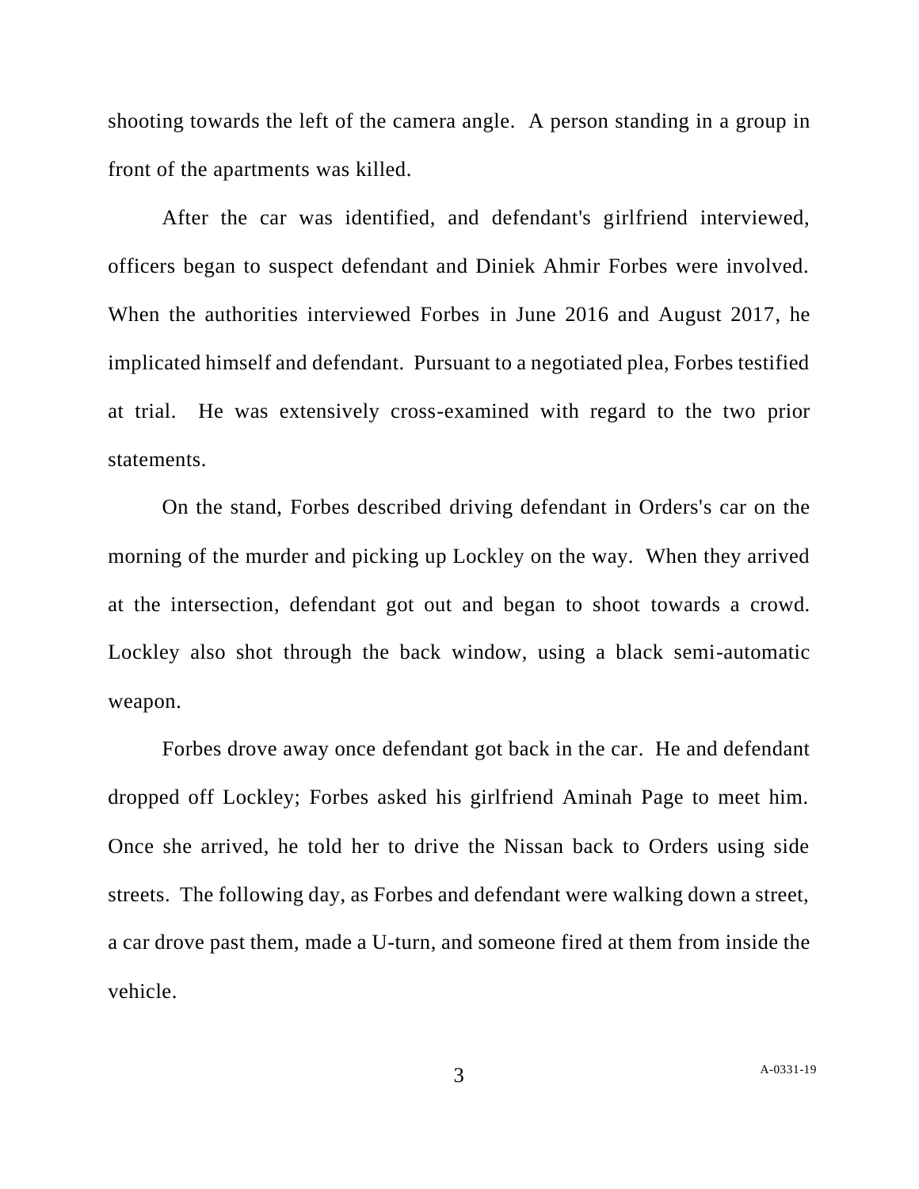shooting towards the left of the camera angle. A person standing in a group in front of the apartments was killed.

After the car was identified, and defendant's girlfriend interviewed, officers began to suspect defendant and Diniek Ahmir Forbes were involved. When the authorities interviewed Forbes in June 2016 and August 2017, he implicated himself and defendant. Pursuant to a negotiated plea, Forbes testified at trial. He was extensively cross-examined with regard to the two prior statements.

On the stand, Forbes described driving defendant in Orders's car on the morning of the murder and picking up Lockley on the way. When they arrived at the intersection, defendant got out and began to shoot towards a crowd. Lockley also shot through the back window, using a black semi-automatic weapon.

Forbes drove away once defendant got back in the car. He and defendant dropped off Lockley; Forbes asked his girlfriend Aminah Page to meet him. Once she arrived, he told her to drive the Nissan back to Orders using side streets. The following day, as Forbes and defendant were walking down a street, a car drove past them, made a U-turn, and someone fired at them from inside the vehicle.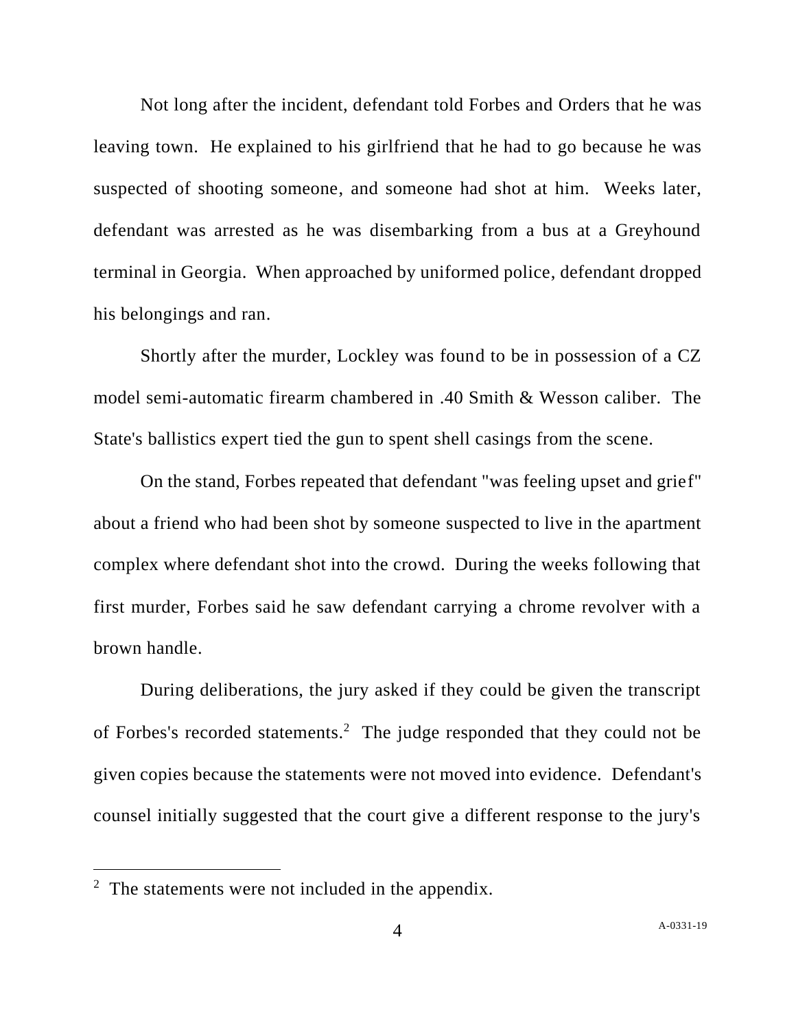Not long after the incident, defendant told Forbes and Orders that he was leaving town. He explained to his girlfriend that he had to go because he was suspected of shooting someone, and someone had shot at him. Weeks later, defendant was arrested as he was disembarking from a bus at a Greyhound terminal in Georgia. When approached by uniformed police, defendant dropped his belongings and ran.

Shortly after the murder, Lockley was found to be in possession of a CZ model semi-automatic firearm chambered in .40 Smith & Wesson caliber. The State's ballistics expert tied the gun to spent shell casings from the scene.

On the stand, Forbes repeated that defendant "was feeling upset and grief" about a friend who had been shot by someone suspected to live in the apartment complex where defendant shot into the crowd. During the weeks following that first murder, Forbes said he saw defendant carrying a chrome revolver with a brown handle.

During deliberations, the jury asked if they could be given the transcript of Forbes's recorded statements.[2] The judge responded that they could not be given copies because the statements were not moved into evidence. Defendant's counsel initially suggested that the court give a different response to the jury's

---

[2] The statements were not included in the appendix.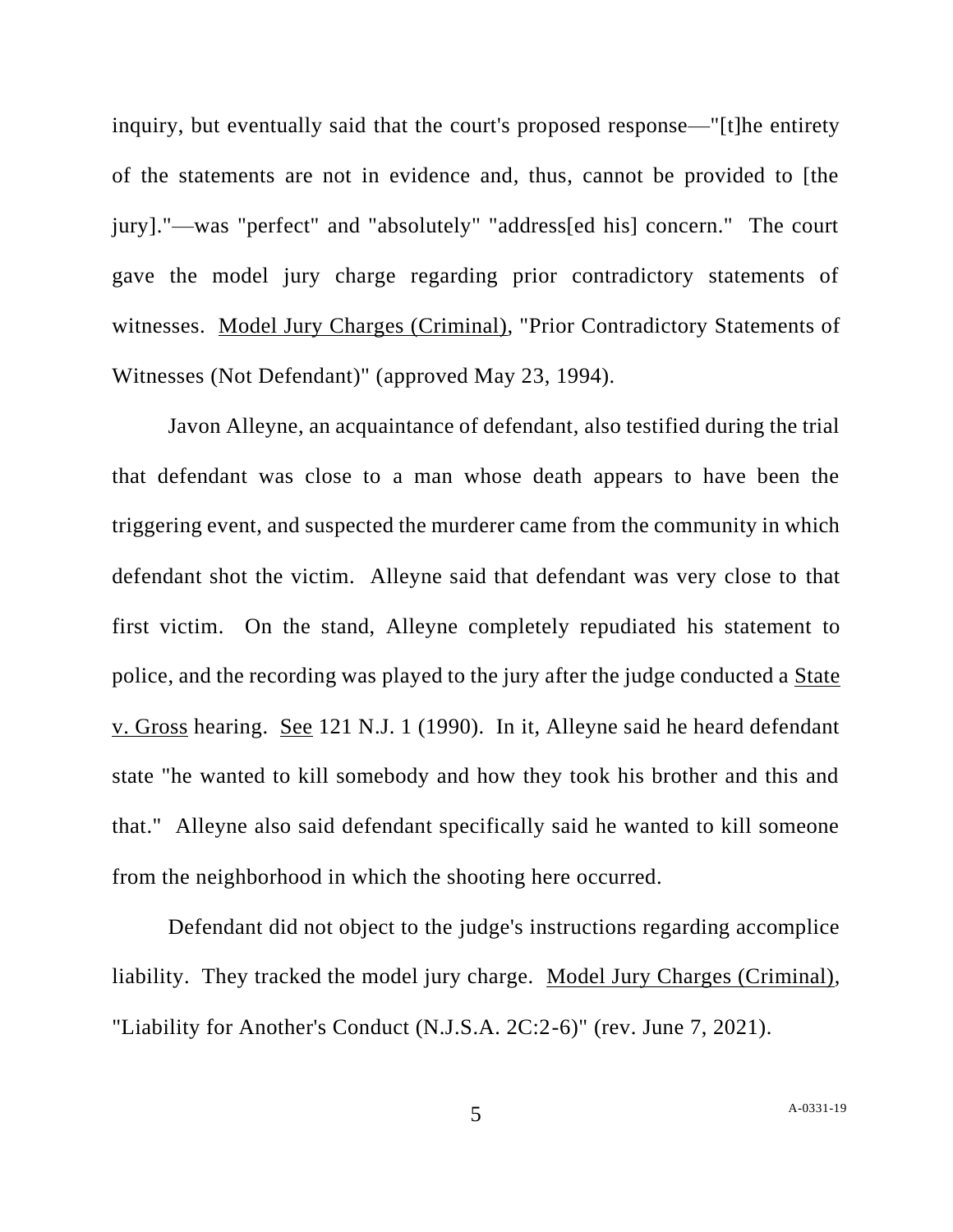inquiry, but eventually said that the court's proposed response—"[t]he entirety of the statements are not in evidence and, thus, cannot be provided to [the jury]."—was "perfect" and "absolutely" "address[ed his] concern." The court gave the model jury charge regarding prior contradictory statements of witnesses. Model Jury Charges (Criminal), "Prior Contradictory Statements of Witnesses (Not Defendant)" (approved May 23, 1994).

Javon Alleyne, an acquaintance of defendant, also testified during the trial that defendant was close to a man whose death appears to have been the triggering event, and suspected the murderer came from the community in which defendant shot the victim. Alleyne said that defendant was very close to that first victim. On the stand, Alleyne completely repudiated his statement to police, and the recording was played to the jury after the judge conducted a State v. Gross hearing. See 121 N.J. 1 (1990). In it, Alleyne said he heard defendant state "he wanted to kill somebody and how they took his brother and this and that." Alleyne also said defendant specifically said he wanted to kill someone from the neighborhood in which the shooting here occurred.

Defendant did not object to the judge's instructions regarding accomplice liability. They tracked the model jury charge. Model Jury Charges (Criminal), "Liability for Another's Conduct (N.J.S.A. 2C:2-6)" (rev. June 7, 2021).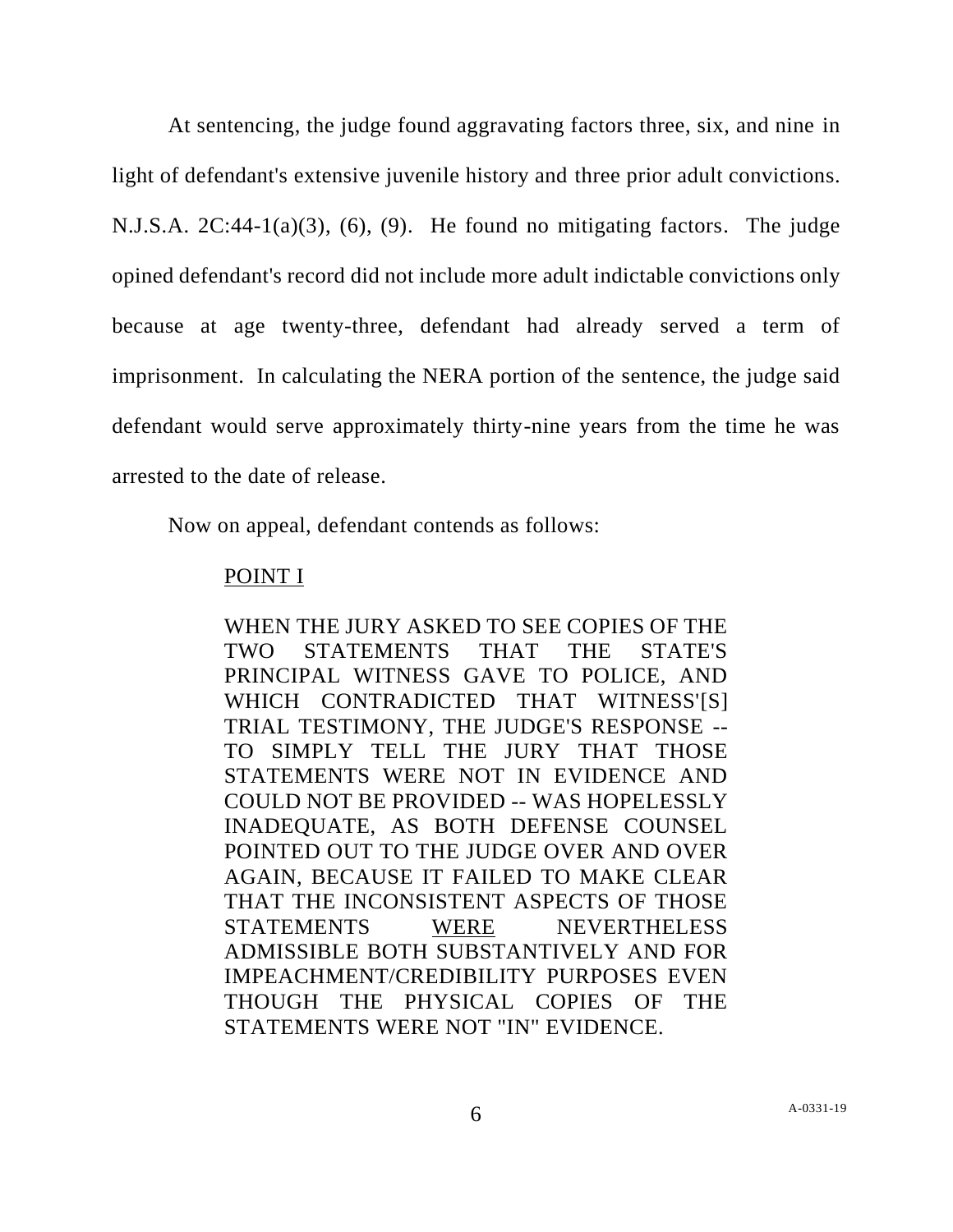At sentencing, the judge found aggravating factors three, six, and nine in light of defendant's extensive juvenile history and three prior adult convictions. N.J.S.A. 2C:44-1(a)(3), (6), (9). He found no mitigating factors. The judge opined defendant's record did not include more adult indictable convictions only because at age twenty-three, defendant had already served a term of imprisonment. In calculating the NERA portion of the sentence, the judge said defendant would serve approximately thirty-nine years from the time he was arrested to the date of release.

Now on appeal, defendant contends as follows:

> POINT I
>
> WHEN THE JURY ASKED TO SEE COPIES OF THE TWO STATEMENTS THAT THE STATE'S PRINCIPAL WITNESS GAVE TO POLICE, AND WHICH CONTRADICTED THAT WITNESS'[S] TRIAL TESTIMONY, THE JUDGE'S RESPONSE -- TO SIMPLY TELL THE JURY THAT THOSE STATEMENTS WERE NOT IN EVIDENCE AND COULD NOT BE PROVIDED -- WAS HOPELESSLY INADEQUATE, AS BOTH DEFENSE COUNSEL POINTED OUT TO THE JUDGE OVER AND OVER AGAIN, BECAUSE IT FAILED TO MAKE CLEAR THAT THE INCONSISTENT ASPECTS OF THOSE STATEMENTS WERE NEVERTHELESS ADMISSIBLE BOTH SUBSTANTIVELY AND FOR IMPEACHMENT/CREDIBILITY PURPOSES EVEN THOUGH THE PHYSICAL COPIES OF THE STATEMENTS WERE NOT "IN" EVIDENCE.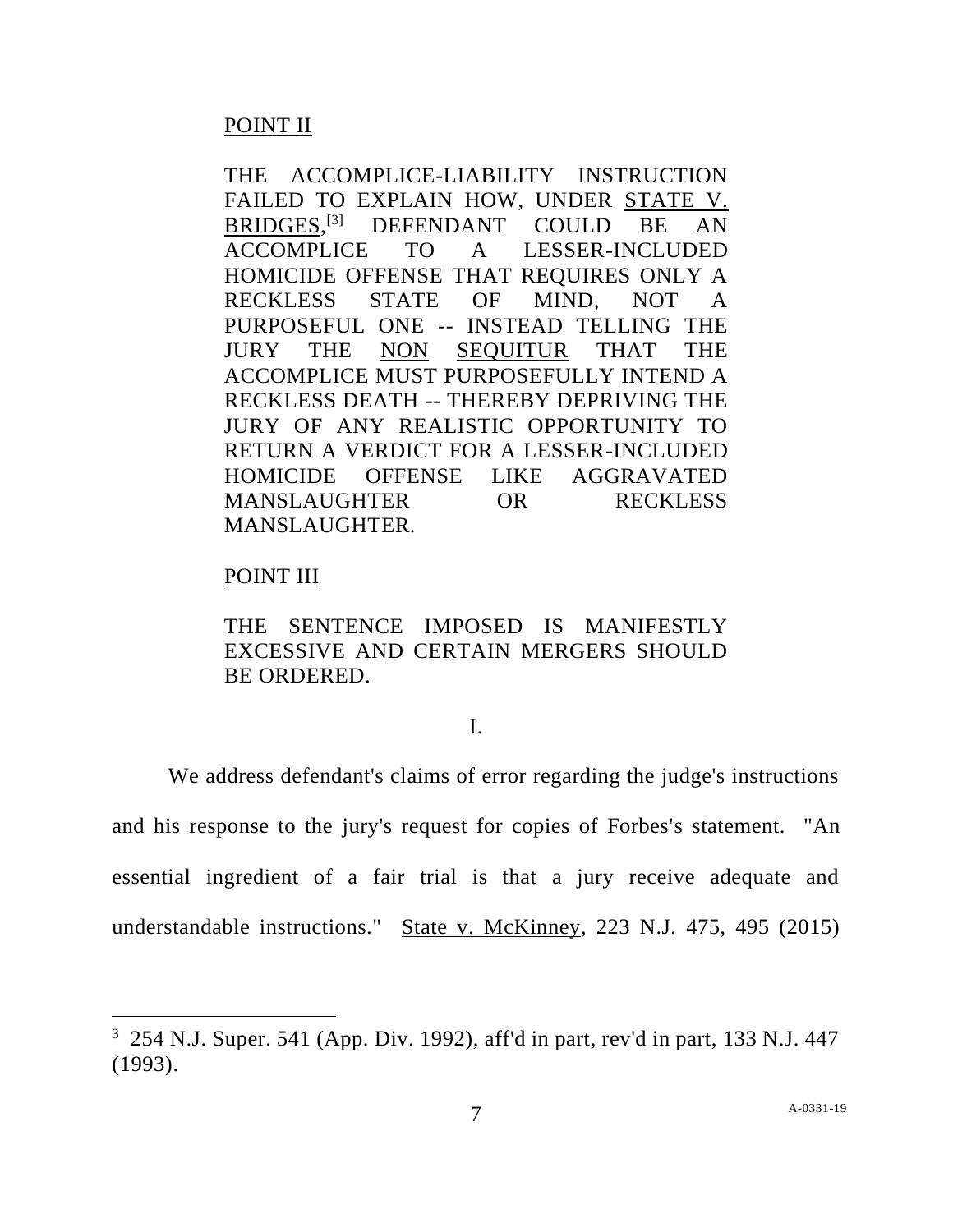POINT II

THE ACCOMPLICE-LIABILITY INSTRUCTION FAILED TO EXPLAIN HOW, UNDER STATE V. BRIDGES,[3] DEFENDANT COULD BE AN ACCOMPLICE TO A LESSER-INCLUDED HOMICIDE OFFENSE THAT REQUIRES ONLY A RECKLESS STATE OF MIND, NOT A PURPOSEFUL ONE -- INSTEAD TELLING THE JURY THE NON SEQUITUR THAT THE ACCOMPLICE MUST PURPOSEFULLY INTEND A RECKLESS DEATH -- THEREBY DEPRIVING THE JURY OF ANY REALISTIC OPPORTUNITY TO RETURN A VERDICT FOR A LESSER-INCLUDED HOMICIDE OFFENSE LIKE AGGRAVATED MANSLAUGHTER OR RECKLESS MANSLAUGHTER.

POINT III

THE SENTENCE IMPOSED IS MANIFESTLY EXCESSIVE AND CERTAIN MERGERS SHOULD BE ORDERED.

I.

We address defendant's claims of error regarding the judge's instructions and his response to the jury's request for copies of Forbes's statement. "An essential ingredient of a fair trial is that a jury receive adequate and understandable instructions." State v. McKinney, 223 N.J. 475, 495 (2015)

---

[3] 254 N.J. Super. 541 (App. Div. 1992), aff'd in part, rev'd in part, 133 N.J. 447 (1993).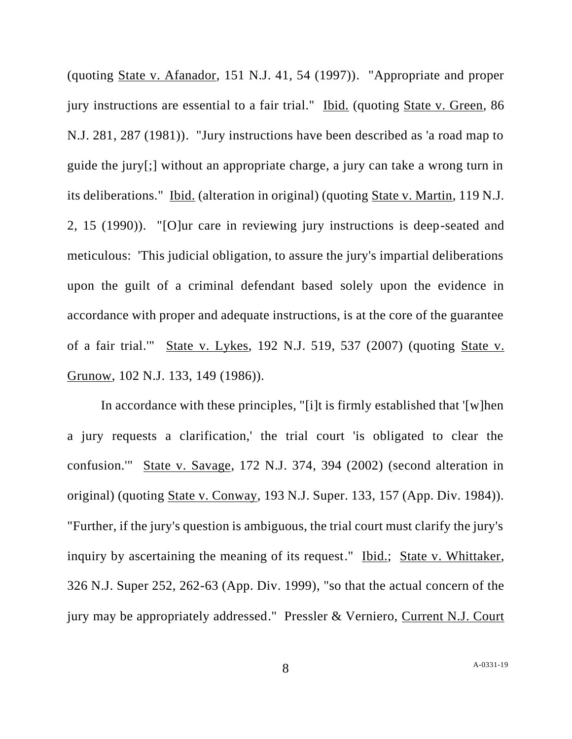(quoting State v. Afanador, 151 N.J. 41, 54 (1997)). "Appropriate and proper jury instructions are essential to a fair trial." Ibid. (quoting State v. Green, 86 N.J. 281, 287 (1981)). "Jury instructions have been described as 'a road map to guide the jury[;] without an appropriate charge, a jury can take a wrong turn in its deliberations." Ibid. (alteration in original) (quoting State v. Martin, 119 N.J. 2, 15 (1990)). "[O]ur care in reviewing jury instructions is deep-seated and meticulous: 'This judicial obligation, to assure the jury's impartial deliberations upon the guilt of a criminal defendant based solely upon the evidence in accordance with proper and adequate instructions, is at the core of the guarantee of a fair trial.'" State v. Lykes, 192 N.J. 519, 537 (2007) (quoting State v. Grunow, 102 N.J. 133, 149 (1986)).

In accordance with these principles, "[i]t is firmly established that '[w]hen a jury requests a clarification,' the trial court 'is obligated to clear the confusion.'" State v. Savage, 172 N.J. 374, 394 (2002) (second alteration in original) (quoting State v. Conway, 193 N.J. Super. 133, 157 (App. Div. 1984)). "Further, if the jury's question is ambiguous, the trial court must clarify the jury's inquiry by ascertaining the meaning of its request." Ibid.; State v. Whittaker, 326 N.J. Super 252, 262-63 (App. Div. 1999), "so that the actual concern of the jury may be appropriately addressed." Pressler & Verniero, Current N.J. Court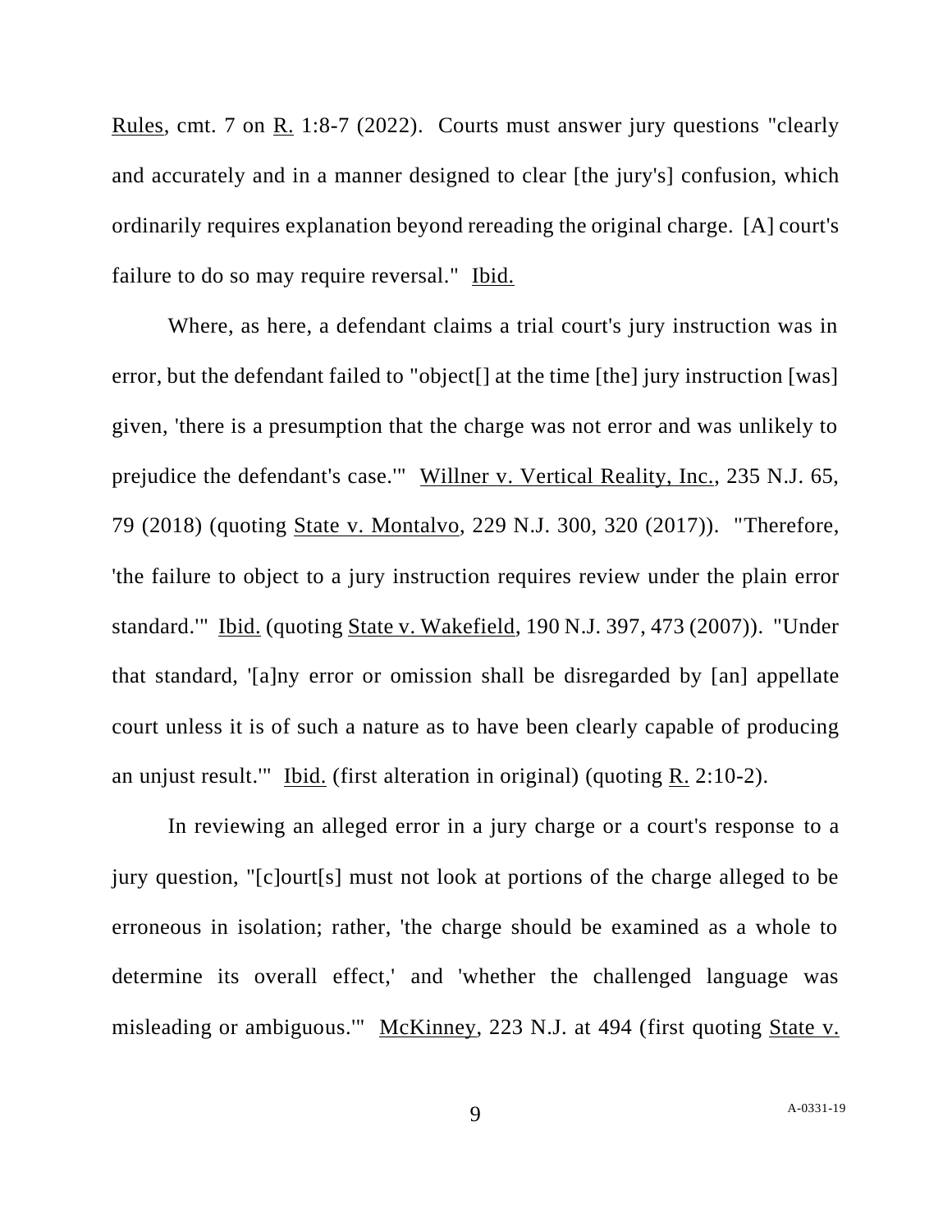Rules, cmt. 7 on R. 1:8-7 (2022). Courts must answer jury questions "clearly and accurately and in a manner designed to clear [the jury's] confusion, which ordinarily requires explanation beyond rereading the original charge. [A] court's failure to do so may require reversal." Ibid.

Where, as here, a defendant claims a trial court's jury instruction was in error, but the defendant failed to "object[] at the time [the] jury instruction [was] given, 'there is a presumption that the charge was not error and was unlikely to prejudice the defendant's case.'" Willner v. Vertical Reality, Inc., 235 N.J. 65, 79 (2018) (quoting State v. Montalvo, 229 N.J. 300, 320 (2017)). "Therefore, 'the failure to object to a jury instruction requires review under the plain error standard.'" Ibid. (quoting State v. Wakefield, 190 N.J. 397, 473 (2007)). "Under that standard, '[a]ny error or omission shall be disregarded by [an] appellate court unless it is of such a nature as to have been clearly capable of producing an unjust result.'" Ibid. (first alteration in original) (quoting R. 2:10-2).

In reviewing an alleged error in a jury charge or a court's response to a jury question, "[c]ourt[s] must not look at portions of the charge alleged to be erroneous in isolation; rather, 'the charge should be examined as a whole to determine its overall effect,' and 'whether the challenged language was misleading or ambiguous.'" McKinney, 223 N.J. at 494 (first quoting State v.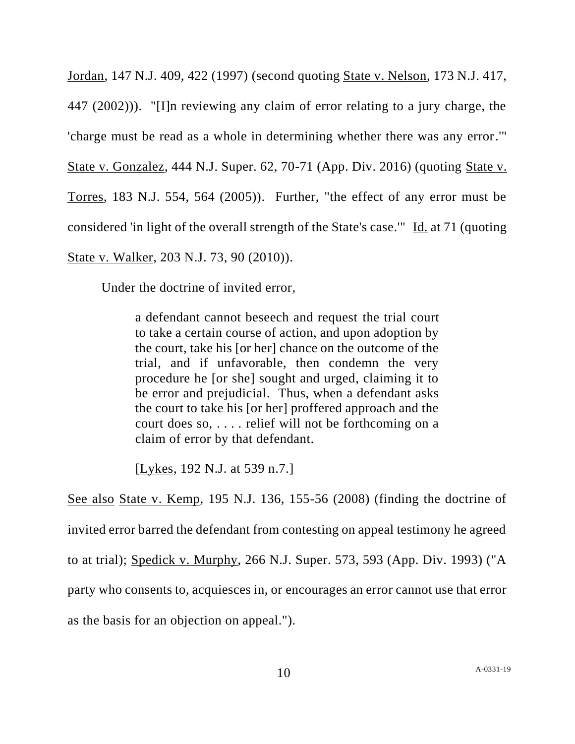Jordan, 147 N.J. 409, 422 (1997) (second quoting State v. Nelson, 173 N.J. 417, 447 (2002))). "[I]n reviewing any claim of error relating to a jury charge, the 'charge must be read as a whole in determining whether there was any error.'" State v. Gonzalez, 444 N.J. Super. 62, 70-71 (App. Div. 2016) (quoting State v. Torres, 183 N.J. 554, 564 (2005)). Further, "the effect of any error must be considered 'in light of the overall strength of the State's case.'" Id. at 71 (quoting State v. Walker, 203 N.J. 73, 90 (2010)).

Under the doctrine of invited error,

> a defendant cannot beseech and request the trial court to take a certain course of action, and upon adoption by the court, take his [or her] chance on the outcome of the trial, and if unfavorable, then condemn the very procedure he [or she] sought and urged, claiming it to be error and prejudicial. Thus, when a defendant asks the court to take his [or her] proffered approach and the court does so, . . . . relief will not be forthcoming on a claim of error by that defendant.
>
> [Lykes, 192 N.J. at 539 n.7.]

See also State v. Kemp, 195 N.J. 136, 155-56 (2008) (finding the doctrine of invited error barred the defendant from contesting on appeal testimony he agreed to at trial); Spedick v. Murphy, 266 N.J. Super. 573, 593 (App. Div. 1993) ("A party who consents to, acquiesces in, or encourages an error cannot use that error as the basis for an objection on appeal.").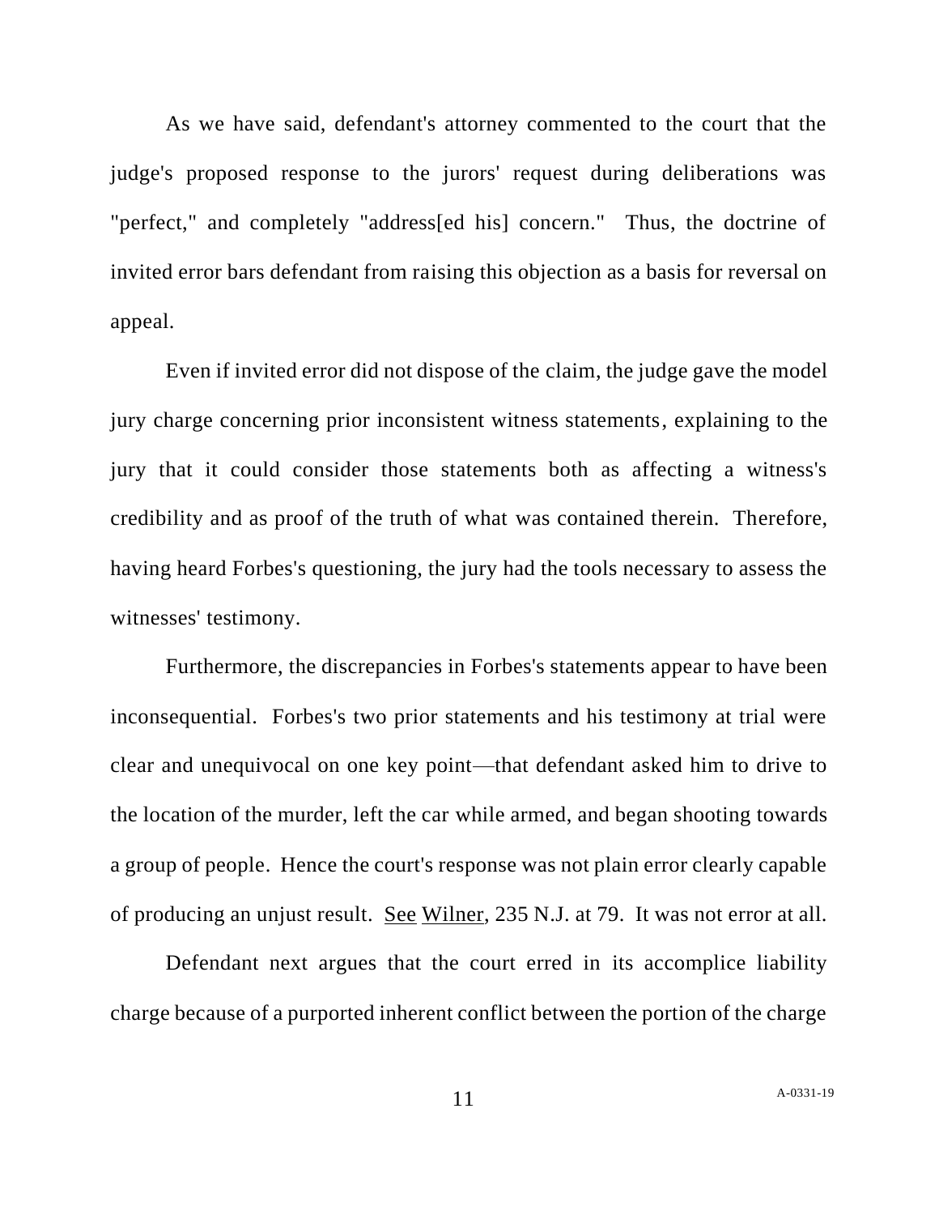As we have said, defendant's attorney commented to the court that the judge's proposed response to the jurors' request during deliberations was "perfect," and completely "address[ed his] concern." Thus, the doctrine of invited error bars defendant from raising this objection as a basis for reversal on appeal.

Even if invited error did not dispose of the claim, the judge gave the model jury charge concerning prior inconsistent witness statements, explaining to the jury that it could consider those statements both as affecting a witness's credibility and as proof of the truth of what was contained therein. Therefore, having heard Forbes's questioning, the jury had the tools necessary to assess the witnesses' testimony.

Furthermore, the discrepancies in Forbes's statements appear to have been inconsequential. Forbes's two prior statements and his testimony at trial were clear and unequivocal on one key point—that defendant asked him to drive to the location of the murder, left the car while armed, and began shooting towards a group of people. Hence the court's response was not plain error clearly capable of producing an unjust result. See Wilner, 235 N.J. at 79. It was not error at all.

Defendant next argues that the court erred in its accomplice liability charge because of a purported inherent conflict between the portion of the charge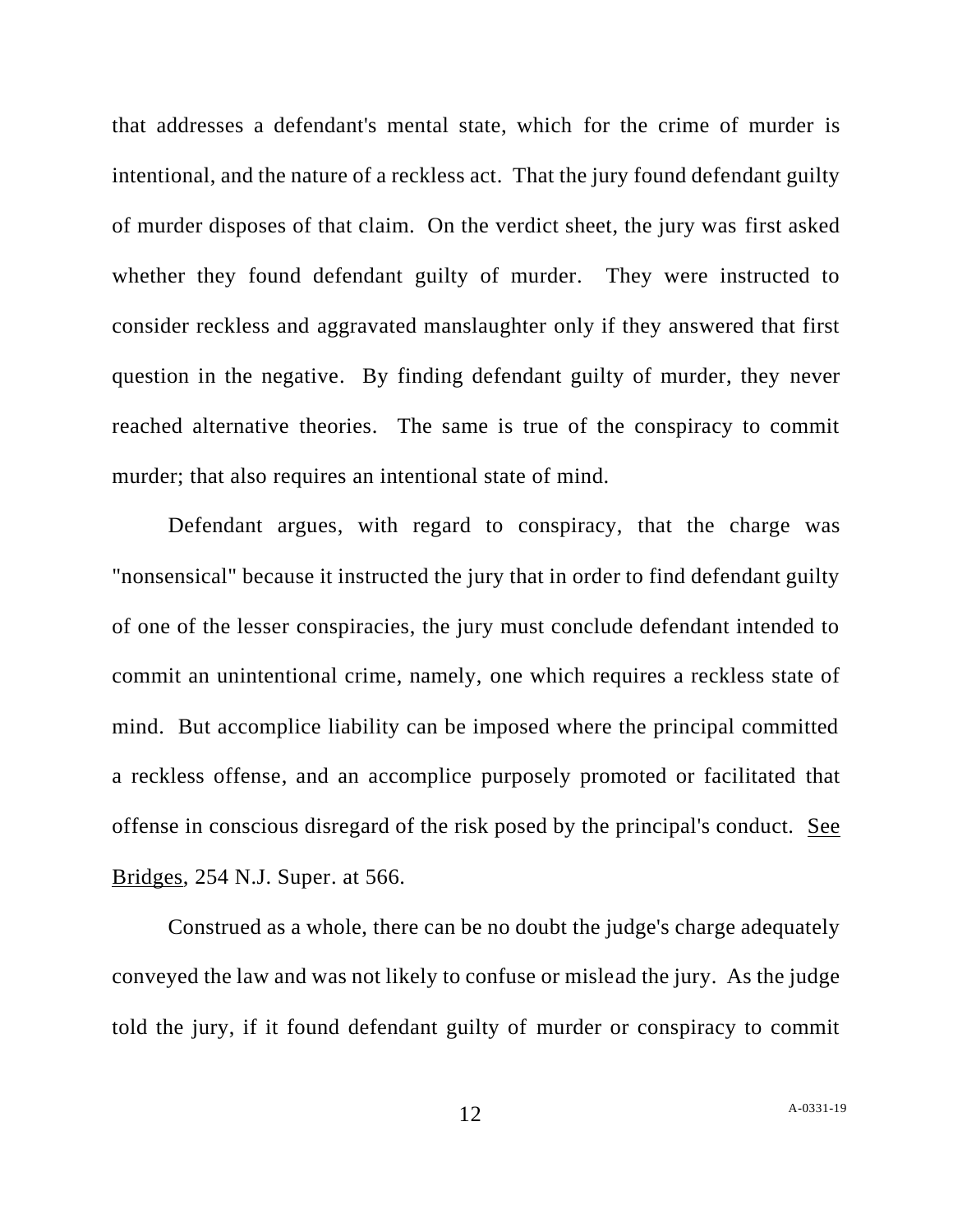that addresses a defendant's mental state, which for the crime of murder is intentional, and the nature of a reckless act. That the jury found defendant guilty of murder disposes of that claim. On the verdict sheet, the jury was first asked whether they found defendant guilty of murder. They were instructed to consider reckless and aggravated manslaughter only if they answered that first question in the negative. By finding defendant guilty of murder, they never reached alternative theories. The same is true of the conspiracy to commit murder; that also requires an intentional state of mind.

Defendant argues, with regard to conspiracy, that the charge was "nonsensical" because it instructed the jury that in order to find defendant guilty of one of the lesser conspiracies, the jury must conclude defendant intended to commit an unintentional crime, namely, one which requires a reckless state of mind. But accomplice liability can be imposed where the principal committed a reckless offense, and an accomplice purposely promoted or facilitated that offense in conscious disregard of the risk posed by the principal's conduct. See Bridges, 254 N.J. Super. at 566.

Construed as a whole, there can be no doubt the judge's charge adequately conveyed the law and was not likely to confuse or mislead the jury. As the judge told the jury, if it found defendant guilty of murder or conspiracy to commit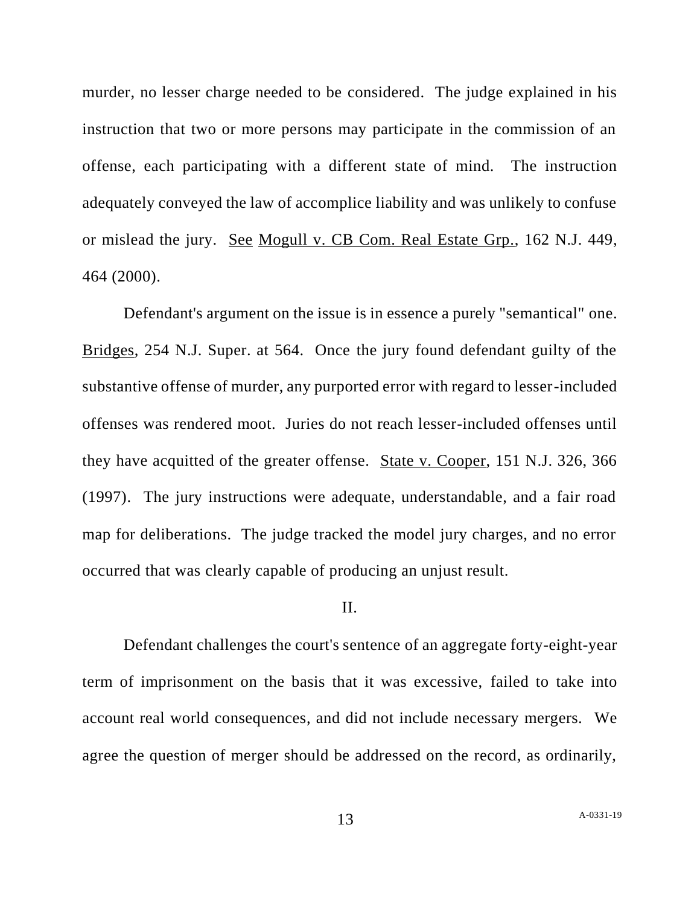murder, no lesser charge needed to be considered. The judge explained in his instruction that two or more persons may participate in the commission of an offense, each participating with a different state of mind. The instruction adequately conveyed the law of accomplice liability and was unlikely to confuse or mislead the jury. See Mogull v. CB Com. Real Estate Grp., 162 N.J. 449, 464 (2000).

Defendant's argument on the issue is in essence a purely "semantical" one. Bridges, 254 N.J. Super. at 564. Once the jury found defendant guilty of the substantive offense of murder, any purported error with regard to lesser-included offenses was rendered moot. Juries do not reach lesser-included offenses until they have acquitted of the greater offense. State v. Cooper, 151 N.J. 326, 366 (1997). The jury instructions were adequate, understandable, and a fair road map for deliberations. The judge tracked the model jury charges, and no error occurred that was clearly capable of producing an unjust result.

II.

Defendant challenges the court's sentence of an aggregate forty-eight-year term of imprisonment on the basis that it was excessive, failed to take into account real world consequences, and did not include necessary mergers. We agree the question of merger should be addressed on the record, as ordinarily,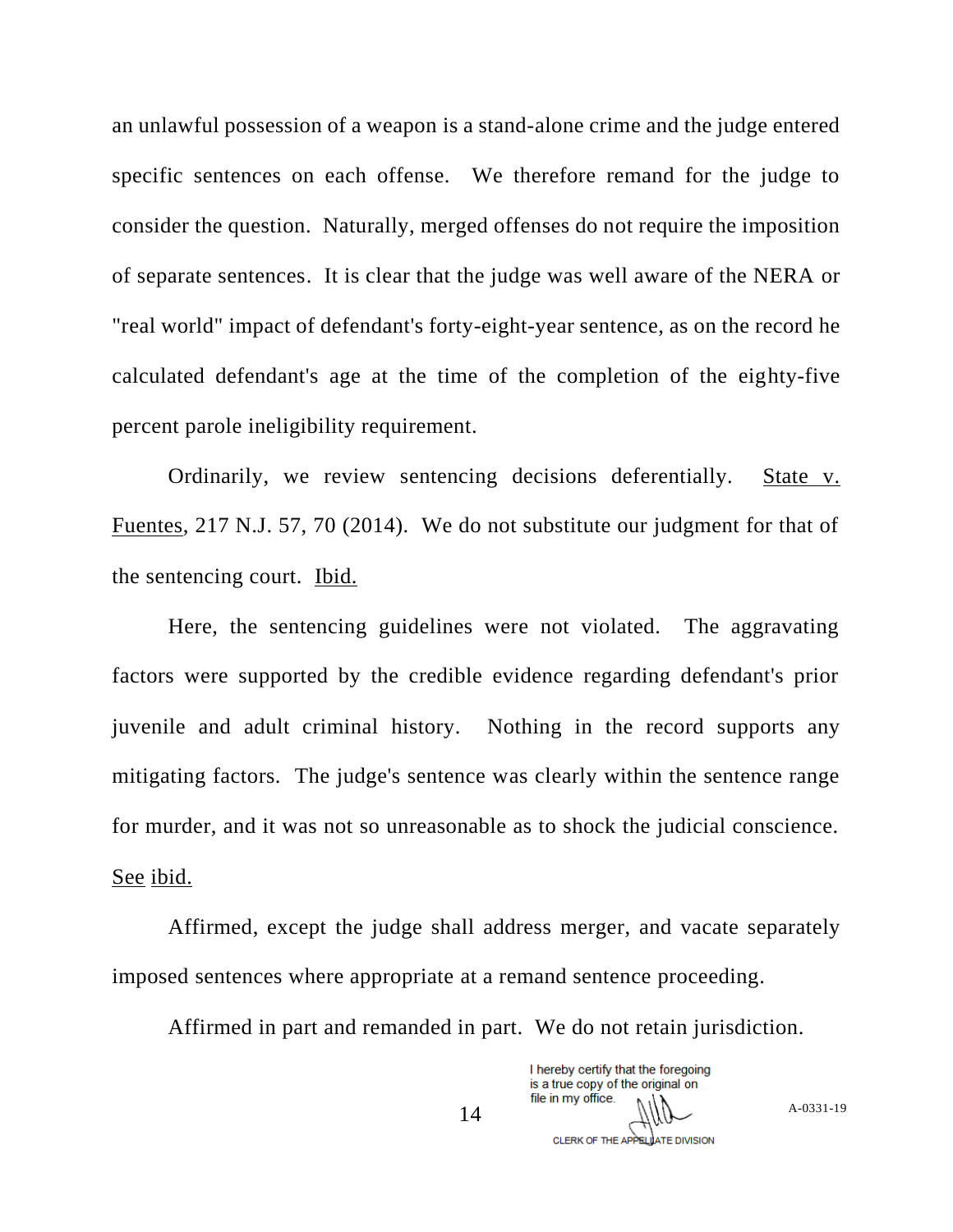an unlawful possession of a weapon is a stand-alone crime and the judge entered specific sentences on each offense. We therefore remand for the judge to consider the question. Naturally, merged offenses do not require the imposition of separate sentences. It is clear that the judge was well aware of the NERA or "real world" impact of defendant's forty-eight-year sentence, as on the record he calculated defendant's age at the time of the completion of the eighty-five percent parole ineligibility requirement.

Ordinarily, we review sentencing decisions deferentially. State v. Fuentes, 217 N.J. 57, 70 (2014). We do not substitute our judgment for that of the sentencing court. Ibid.

Here, the sentencing guidelines were not violated. The aggravating factors were supported by the credible evidence regarding defendant's prior juvenile and adult criminal history. Nothing in the record supports any mitigating factors. The judge's sentence was clearly within the sentence range for murder, and it was not so unreasonable as to shock the judicial conscience. See ibid.

Affirmed, except the judge shall address merger, and vacate separately imposed sentences where appropriate at a remand sentence proceeding.

Affirmed in part and remanded in part. We do not retain jurisdiction.

I hereby certify that the foregoing is a true copy of the original on file in my office.

CLERK OF THE APPELLATE DIVISION

A-0331-19